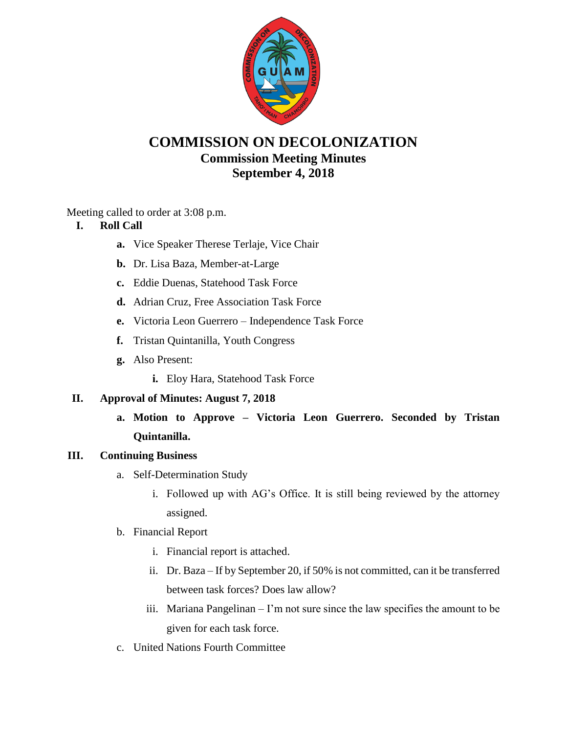# COMMISSION ON DECOLONIZATION

## Commission Meeting Minutes

## September 4, 2018

Meeting called to order at 3:08 p.m.

**I. Roll Call**

- **a.** Vice Speaker Therese Terlaje, Vice Chair
- **b.** Dr. Lisa Baza, Member-at-Large
- **c.** Eddie Duenas, Statehood Task Force
- **d.** Adrian Cruz, Free Association Task Force
- **e.** Victoria Leon Guerrero – Independence Task Force
- **f.** Tristan Quintanilla, Youth Congress
- **g.** Also Present:
  - **i.** Eloy Hara, Statehood Task Force

**II. Approval of Minutes: August 7, 2018**

- **a. Motion to Approve – Victoria Leon Guerrero. Seconded by Tristan Quintanilla.**

**III. Continuing Business**

- a. Self-Determination Study
  - i. Followed up with AG's Office. It is still being reviewed by the attorney assigned.
- b. Financial Report
  - i. Financial report is attached.
  - ii. Dr. Baza – If by September 20, if 50% is not committed, can it be transferred between task forces? Does law allow?
  - iii. Mariana Pangelinan – I'm not sure since the law specifies the amount to be given for each task force.
- c. United Nations Fourth Committee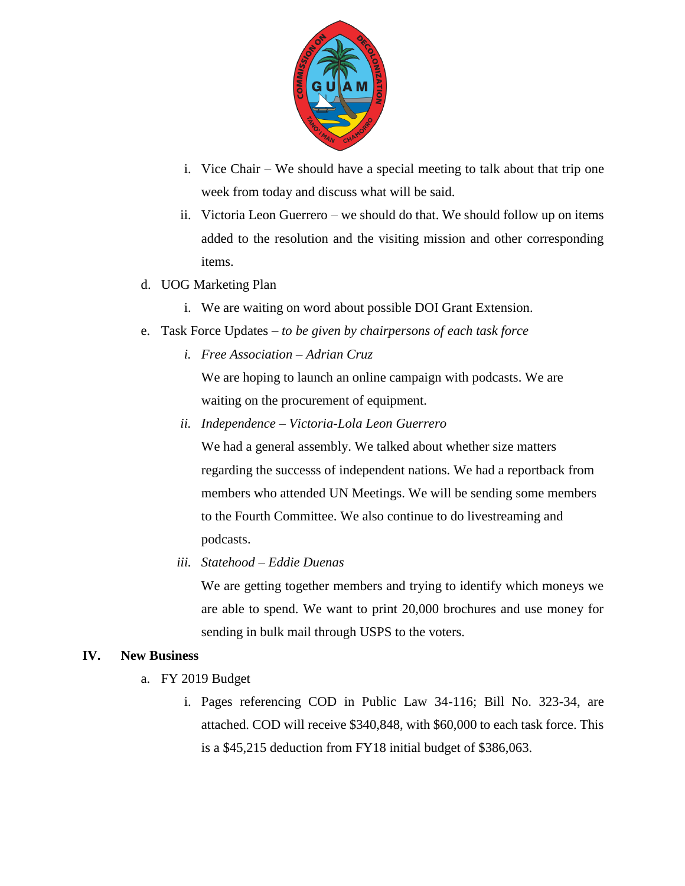i. Vice Chair – We should have a special meeting to talk about that trip one week from today and discuss what will be said.

ii. Victoria Leon Guerrero – we should do that. We should follow up on items added to the resolution and the visiting mission and other corresponding items.

d. UOG Marketing Plan

i. We are waiting on word about possible DOI Grant Extension.

e. Task Force Updates – *to be given by chairpersons of each task force*

*i. Free Association – Adrian Cruz*

We are hoping to launch an online campaign with podcasts. We are waiting on the procurement of equipment.

*ii. Independence – Victoria-Lola Leon Guerrero*

We had a general assembly. We talked about whether size matters regarding the successs of independent nations. We had a reportback from members who attended UN Meetings. We will be sending some members to the Fourth Committee. We also continue to do livestreaming and podcasts.

*iii. Statehood – Eddie Duenas*

We are getting together members and trying to identify which moneys we are able to spend. We want to print 20,000 brochures and use money for sending in bulk mail through USPS to the voters.

## IV. New Business

a. FY 2019 Budget

i. Pages referencing COD in Public Law 34-116; Bill No. 323-34, are attached. COD will receive $340,848, with $60,000 to each task force. This is a $45,215 deduction from FY18 initial budget of $386,063.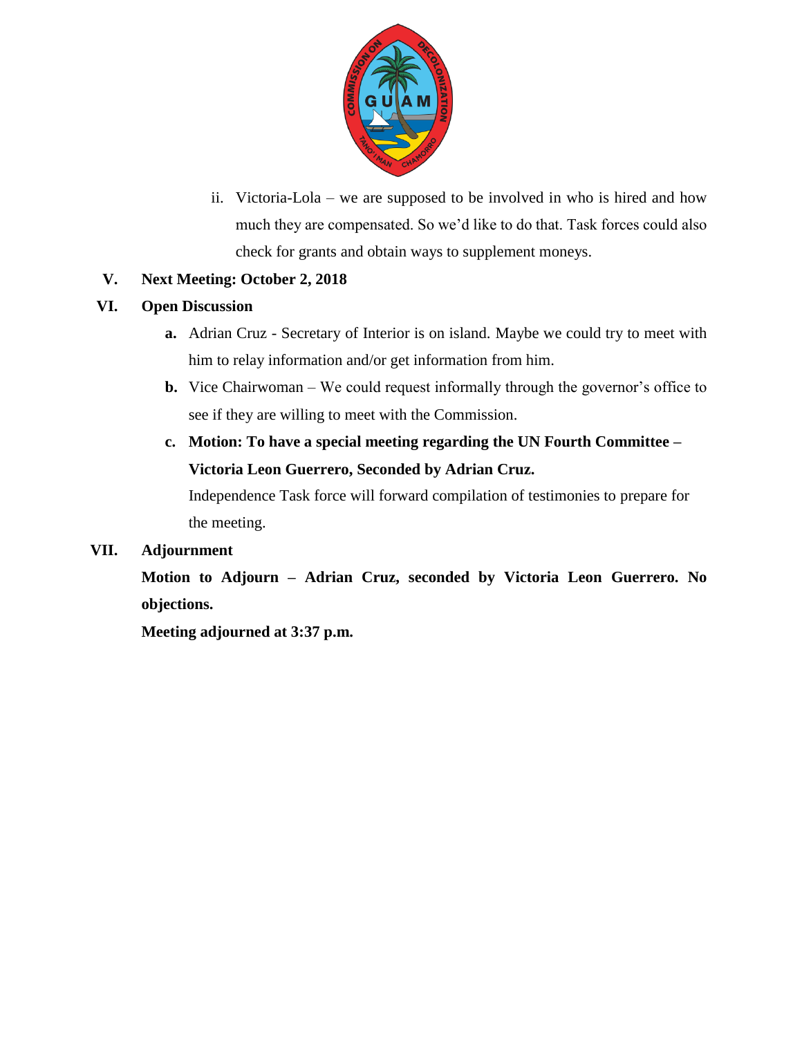ii. Victoria-Lola – we are supposed to be involved in who is hired and how much they are compensated. So we'd like to do that. Task forces could also check for grants and obtain ways to supplement moneys.

**V. Next Meeting: October 2, 2018**

**VI. Open Discussion**

**a.** Adrian Cruz - Secretary of Interior is on island. Maybe we could try to meet with him to relay information and/or get information from him.

**b.** Vice Chairwoman – We could request informally through the governor's office to see if they are willing to meet with the Commission.

**c. Motion: To have a special meeting regarding the UN Fourth Committee – Victoria Leon Guerrero, Seconded by Adrian Cruz.**

Independence Task force will forward compilation of testimonies to prepare for the meeting.

**VII. Adjournment**

**Motion to Adjourn – Adrian Cruz, seconded by Victoria Leon Guerrero. No objections.**

**Meeting adjourned at 3:37 p.m.**